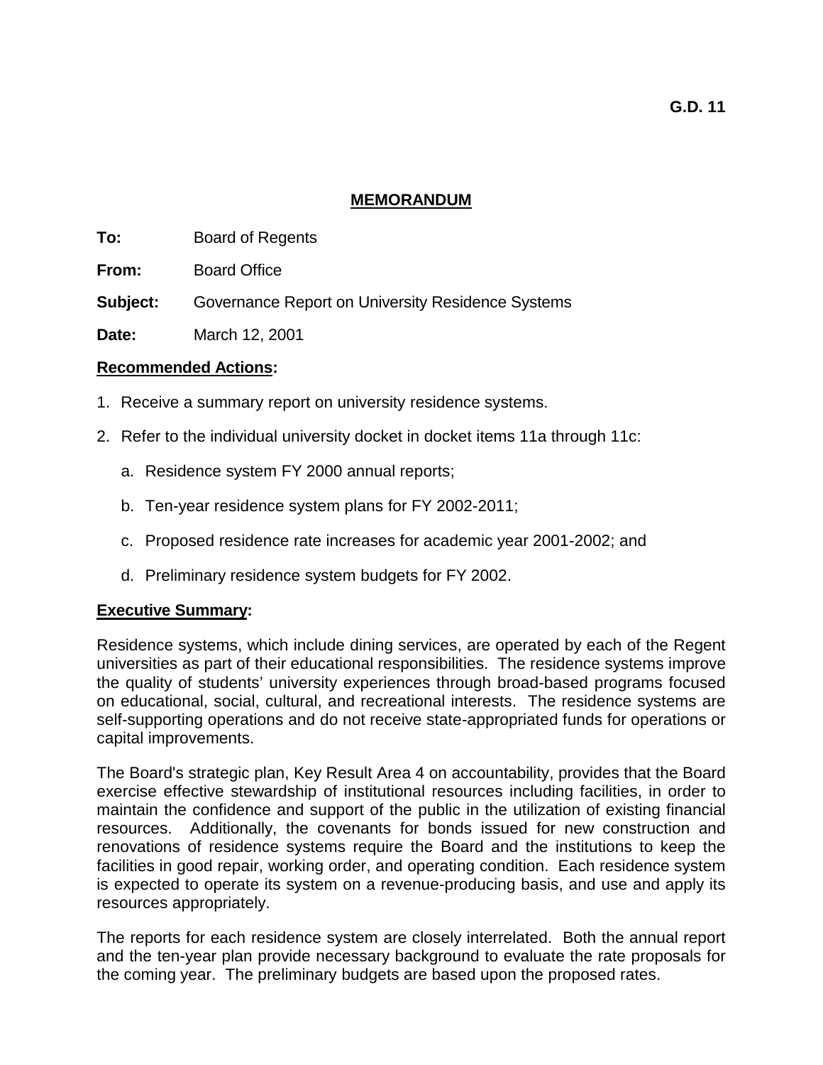**G.D. 11**

# MEMORANDUM

**To:** Board of Regents

**From:** Board Office

**Subject:** Governance Report on University Residence Systems

**Date:** March 12, 2001

**Recommended Actions:**

1. Receive a summary report on university residence systems.
2. Refer to the individual university docket in docket items 11a through 11c:
   a. Residence system FY 2000 annual reports;
   b. Ten-year residence system plans for FY 2002-2011;
   c. Proposed residence rate increases for academic year 2001-2002; and
   d. Preliminary residence system budgets for FY 2002.

**Executive Summary:**

Residence systems, which include dining services, are operated by each of the Regent universities as part of their educational responsibilities. The residence systems improve the quality of students' university experiences through broad-based programs focused on educational, social, cultural, and recreational interests. The residence systems are self-supporting operations and do not receive state-appropriated funds for operations or capital improvements.

The Board's strategic plan, Key Result Area 4 on accountability, provides that the Board exercise effective stewardship of institutional resources including facilities, in order to maintain the confidence and support of the public in the utilization of existing financial resources. Additionally, the covenants for bonds issued for new construction and renovations of residence systems require the Board and the institutions to keep the facilities in good repair, working order, and operating condition. Each residence system is expected to operate its system on a revenue-producing basis, and use and apply its resources appropriately.

The reports for each residence system are closely interrelated. Both the annual report and the ten-year plan provide necessary background to evaluate the rate proposals for the coming year. The preliminary budgets are based upon the proposed rates.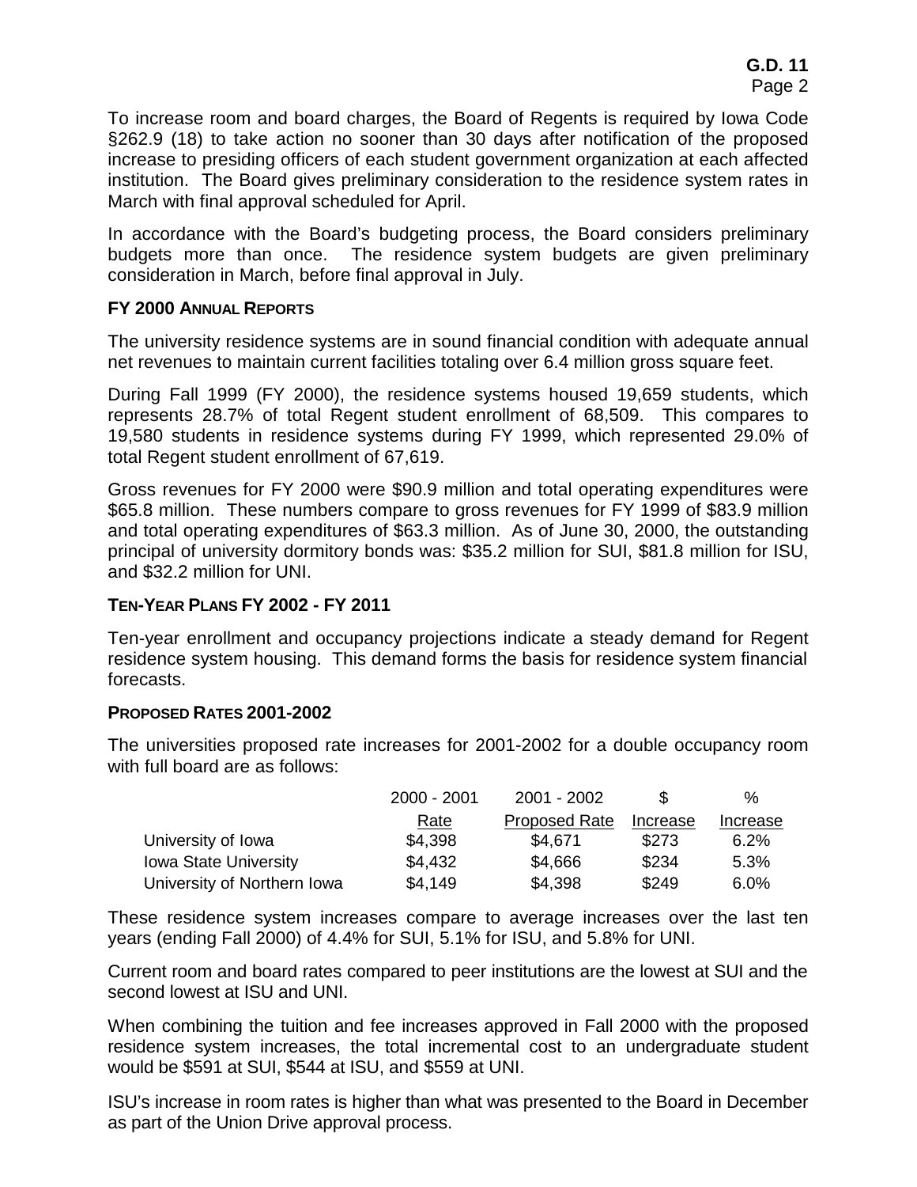To increase room and board charges, the Board of Regents is required by Iowa Code §262.9 (18) to take action no sooner than 30 days after notification of the proposed increase to presiding officers of each student government organization at each affected institution. The Board gives preliminary consideration to the residence system rates in March with final approval scheduled for April.

In accordance with the Board's budgeting process, the Board considers preliminary budgets more than once. The residence system budgets are given preliminary consideration in March, before final approval in July.

### FY 2000 ANNUAL REPORTS

The university residence systems are in sound financial condition with adequate annual net revenues to maintain current facilities totaling over 6.4 million gross square feet.

During Fall 1999 (FY 2000), the residence systems housed 19,659 students, which represents 28.7% of total Regent student enrollment of 68,509. This compares to 19,580 students in residence systems during FY 1999, which represented 29.0% of total Regent student enrollment of 67,619.

Gross revenues for FY 2000 were $90.9 million and total operating expenditures were $65.8 million. These numbers compare to gross revenues for FY 1999 of $83.9 million and total operating expenditures of $63.3 million. As of June 30, 2000, the outstanding principal of university dormitory bonds was: $35.2 million for SUI, $81.8 million for ISU, and $32.2 million for UNI.

### TEN-YEAR PLANS FY 2002 - FY 2011

Ten-year enrollment and occupancy projections indicate a steady demand for Regent residence system housing. This demand forms the basis for residence system financial forecasts.

### PROPOSED RATES 2001-2002

The universities proposed rate increases for 2001-2002 for a double occupancy room with full board are as follows:

| | 2000 - 2001 Rate | 2001 - 2002 Proposed Rate | $ Increase | % Increase |
|---|---|---|---|---|
| University of Iowa | $4,398 | $4,671 | $273 | 6.2% |
| Iowa State University | $4,432 | $4,666 | $234 | 5.3% |
| University of Northern Iowa | $4,149 | $4,398 | $249 | 6.0% |

These residence system increases compare to average increases over the last ten years (ending Fall 2000) of 4.4% for SUI, 5.1% for ISU, and 5.8% for UNI.

Current room and board rates compared to peer institutions are the lowest at SUI and the second lowest at ISU and UNI.

When combining the tuition and fee increases approved in Fall 2000 with the proposed residence system increases, the total incremental cost to an undergraduate student would be $591 at SUI, $544 at ISU, and $559 at UNI.

ISU's increase in room rates is higher than what was presented to the Board in December as part of the Union Drive approval process.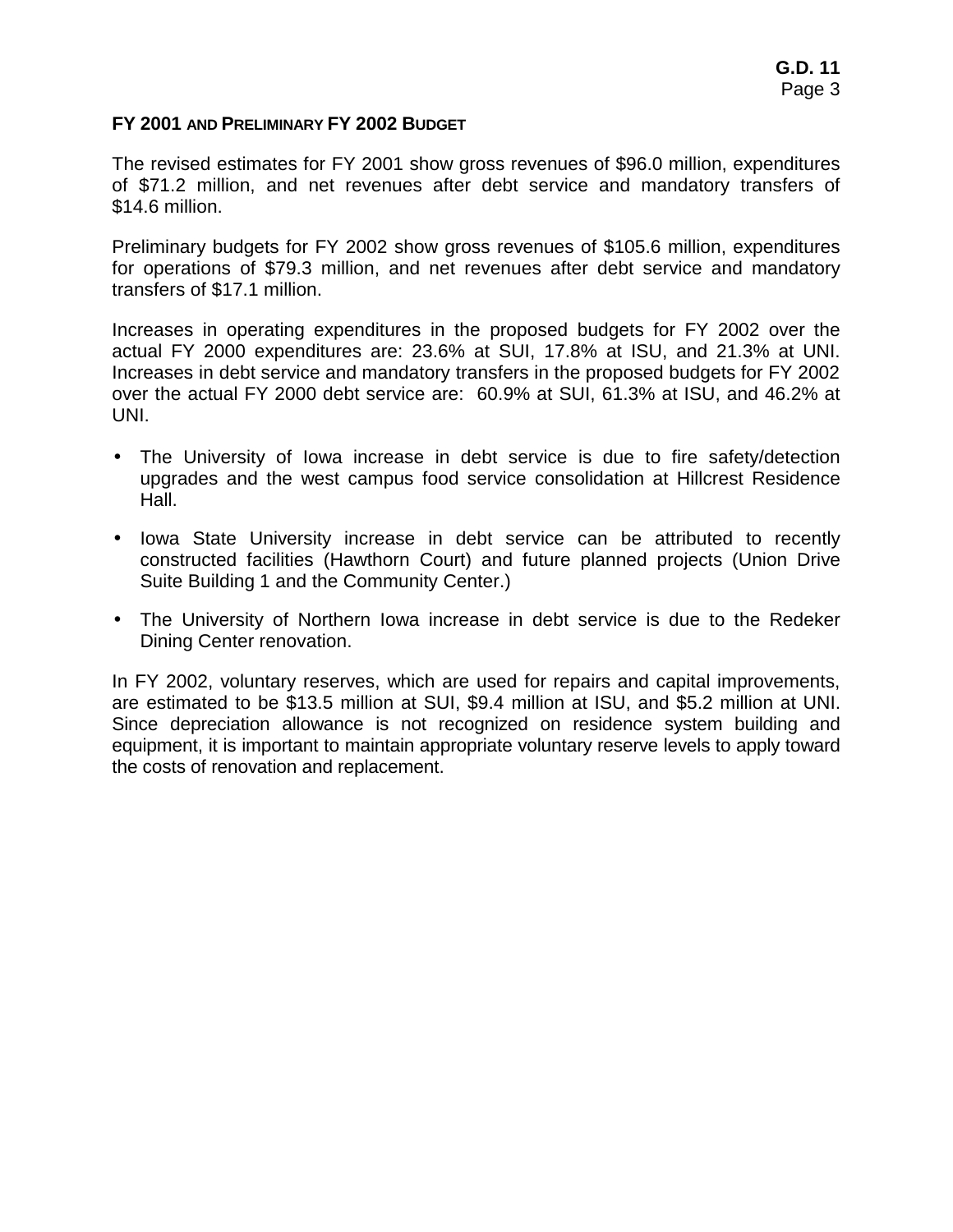## FY 2001 AND PRELIMINARY FY 2002 BUDGET

The revised estimates for FY 2001 show gross revenues of $96.0 million, expenditures of $71.2 million, and net revenues after debt service and mandatory transfers of $14.6 million.

Preliminary budgets for FY 2002 show gross revenues of $105.6 million, expenditures for operations of $79.3 million, and net revenues after debt service and mandatory transfers of $17.1 million.

Increases in operating expenditures in the proposed budgets for FY 2002 over the actual FY 2000 expenditures are: 23.6% at SUI, 17.8% at ISU, and 21.3% at UNI. Increases in debt service and mandatory transfers in the proposed budgets for FY 2002 over the actual FY 2000 debt service are: 60.9% at SUI, 61.3% at ISU, and 46.2% at UNI.

- The University of Iowa increase in debt service is due to fire safety/detection upgrades and the west campus food service consolidation at Hillcrest Residence Hall.
- Iowa State University increase in debt service can be attributed to recently constructed facilities (Hawthorn Court) and future planned projects (Union Drive Suite Building 1 and the Community Center.)
- The University of Northern Iowa increase in debt service is due to the Redeker Dining Center renovation.

In FY 2002, voluntary reserves, which are used for repairs and capital improvements, are estimated to be $13.5 million at SUI, $9.4 million at ISU, and $5.2 million at UNI. Since depreciation allowance is not recognized on residence system building and equipment, it is important to maintain appropriate voluntary reserve levels to apply toward the costs of renovation and replacement.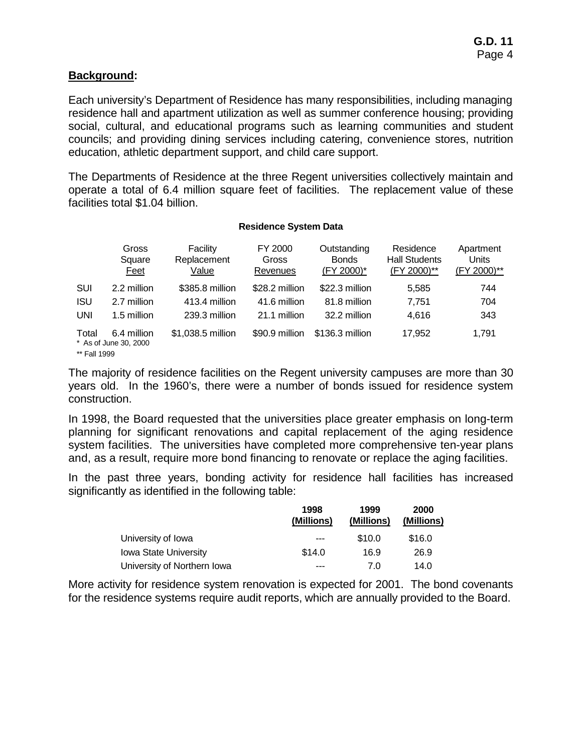## Background:

Each university's Department of Residence has many responsibilities, including managing residence hall and apartment utilization as well as summer conference housing; providing social, cultural, and educational programs such as learning communities and student councils; and providing dining services including catering, convenience stores, nutrition education, athletic department support, and child care support.

The Departments of Residence at the three Regent universities collectively maintain and operate a total of 6.4 million square feet of facilities. The replacement value of these facilities total $1.04 billion.

**Residence System Data**

| | Gross Square Feet | Facility Replacement Value | FY 2000 Gross Revenues | Outstanding Bonds (FY 2000)* | Residence Hall Students (FY 2000)** | Apartment Units (FY 2000)** |
|---|---|---|---|---|---|---|
| SUI | 2.2 million | $385.8 million | $28.2 million | $22.3 million | 5,585 | 744 |
| ISU | 2.7 million | 413.4 million | 41.6 million | 81.8 million | 7,751 | 704 |
| UNI | 1.5 million | 239.3 million | 21.1 million | 32.2 million | 4,616 | 343 |
| Total | 6.4 million | $1,038.5 million | $90.9 million | $136.3 million | 17,952 | 1,791 |

\* As of June 30, 2000

** Fall 1999

The majority of residence facilities on the Regent university campuses are more than 30 years old. In the 1960's, there were a number of bonds issued for residence system construction.

In 1998, the Board requested that the universities place greater emphasis on long-term planning for significant renovations and capital replacement of the aging residence system facilities. The universities have completed more comprehensive ten-year plans and, as a result, require more bond financing to renovate or replace the aging facilities.

In the past three years, bonding activity for residence hall facilities has increased significantly as identified in the following table:

| | 1998 (Millions) | 1999 (Millions) | 2000 (Millions) |
|---|---|---|---|
| University of Iowa | --- | $10.0 | $16.0 |
| Iowa State University | $14.0 | 16.9 | 26.9 |
| University of Northern Iowa | --- | 7.0 | 14.0 |

More activity for residence system renovation is expected for 2001. The bond covenants for the residence systems require audit reports, which are annually provided to the Board.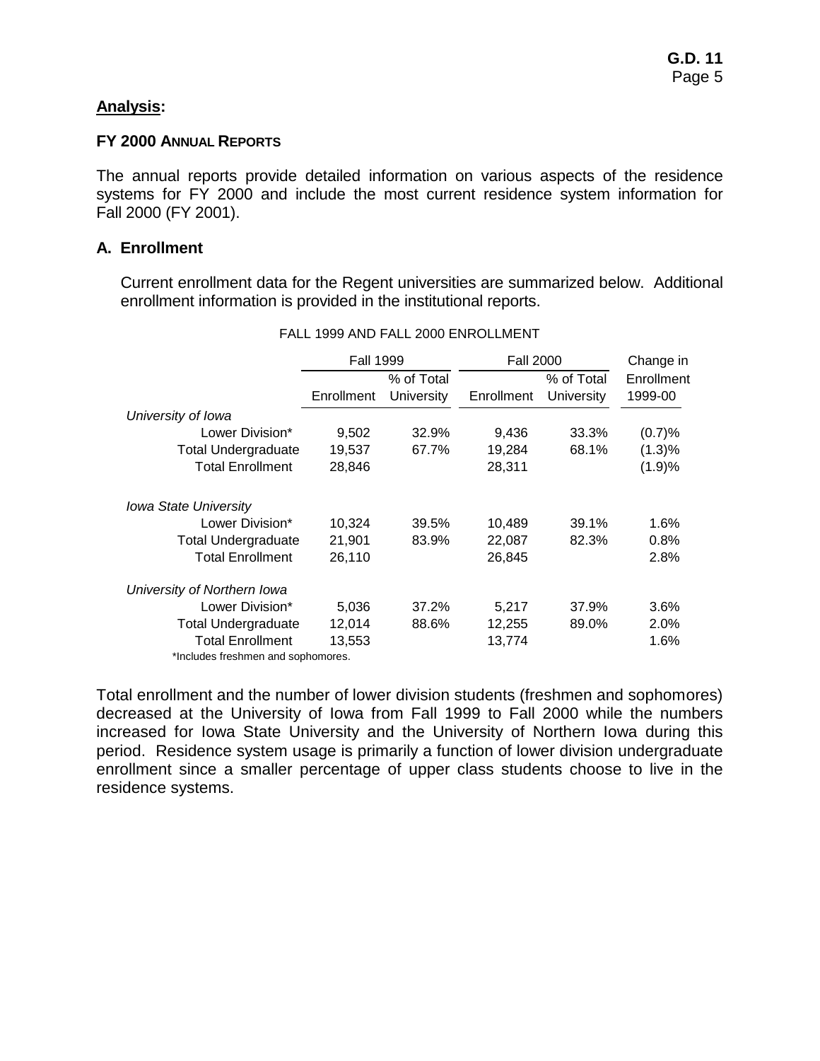## Analysis:

### FY 2000 ANNUAL REPORTS

The annual reports provide detailed information on various aspects of the residence systems for FY 2000 and include the most current residence system information for Fall 2000 (FY 2001).

### A. Enrollment

Current enrollment data for the Regent universities are summarized below. Additional enrollment information is provided in the institutional reports.

FALL 1999 AND FALL 2000 ENROLLMENT

| | Fall 1999 | | Fall 2000 | | Change in |
|---|---|---|---|---|---|
| | Enrollment | % of Total University | Enrollment | % of Total University | Enrollment 1999-00 |
| *University of Iowa* | | | | | |
| Lower Division* | 9,502 | 32.9% | 9,436 | 33.3% | (0.7)% |
| Total Undergraduate | 19,537 | 67.7% | 19,284 | 68.1% | (1.3)% |
| Total Enrollment | 28,846 | | 28,311 | | (1.9)% |
| *Iowa State University* | | | | | |
| Lower Division* | 10,324 | 39.5% | 10,489 | 39.1% | 1.6% |
| Total Undergraduate | 21,901 | 83.9% | 22,087 | 82.3% | 0.8% |
| Total Enrollment | 26,110 | | 26,845 | | 2.8% |
| *University of Northern Iowa* | | | | | |
| Lower Division* | 5,036 | 37.2% | 5,217 | 37.9% | 3.6% |
| Total Undergraduate | 12,014 | 88.6% | 12,255 | 89.0% | 2.0% |
| Total Enrollment | 13,553 | | 13,774 | | 1.6% |

*Includes freshmen and sophomores.

Total enrollment and the number of lower division students (freshmen and sophomores) decreased at the University of Iowa from Fall 1999 to Fall 2000 while the numbers increased for Iowa State University and the University of Northern Iowa during this period. Residence system usage is primarily a function of lower division undergraduate enrollment since a smaller percentage of upper class students choose to live in the residence systems.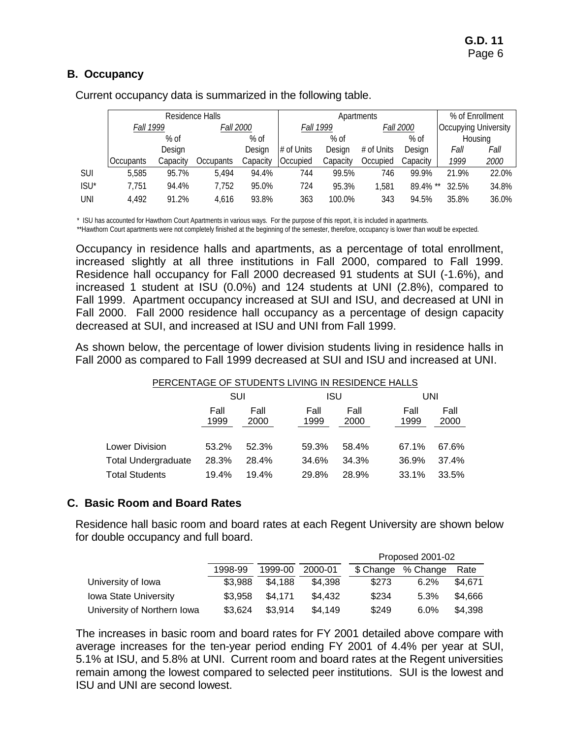## B. Occupancy

Current occupancy data is summarized in the following table.

| | Residence Halls | | | | Apartments | | | | % of Enrollment Occupying University Housing | |
|---|---|---|---|---|---|---|---|---|---|---|
| | *Fall 1999* | | *Fall 2000* | | *Fall 1999* | | *Fall 2000* | | | |
| | Occupants | % of Design Capacity | Occupants | % of Design Capacity | # of Units Occupied | % of Design Capacity | # of Units Occupied | % of Design Capacity | *Fall 1999* | *Fall 2000* |
| SUI | 5,585 | 95.7% | 5,494 | 94.4% | 744 | 99.5% | 746 | 99.9% | 21.9% | 22.0% |
| ISU* | 7,751 | 94.4% | 7,752 | 95.0% | 724 | 95.3% | 1,581 | 89.4% ** | 32.5% | 34.8% |
| UNI | 4,492 | 91.2% | 4,616 | 93.8% | 363 | 100.0% | 343 | 94.5% | 35.8% | 36.0% |

\* ISU has accounted for Hawthorn Court Apartments in various ways. For the purpose of this report, it is included in apartments.

\*\*Hawthorn Court apartments were not completely finished at the beginning of the semester, therefore, occupancy is lower than would be expected.

Occupancy in residence halls and apartments, as a percentage of total enrollment, increased slightly at all three institutions in Fall 2000, compared to Fall 1999. Residence hall occupancy for Fall 2000 decreased 91 students at SUI (-1.6%), and increased 1 student at ISU (0.0%) and 124 students at UNI (2.8%), compared to Fall 1999. Apartment occupancy increased at SUI and ISU, and decreased at UNI in Fall 2000. Fall 2000 residence hall occupancy as a percentage of design capacity decreased at SUI, and increased at ISU and UNI from Fall 1999.

As shown below, the percentage of lower division students living in residence halls in Fall 2000 as compared to Fall 1999 decreased at SUI and ISU and increased at UNI.

PERCENTAGE OF STUDENTS LIVING IN RESIDENCE HALLS

| | SUI | | ISU | | UNI | |
|---|---|---|---|---|---|---|
| | Fall 1999 | Fall 2000 | Fall 1999 | Fall 2000 | Fall 1999 | Fall 2000 |
| Lower Division | 53.2% | 52.3% | 59.3% | 58.4% | 67.1% | 67.6% |
| Total Undergraduate | 28.3% | 28.4% | 34.6% | 34.3% | 36.9% | 37.4% |
| Total Students | 19.4% | 19.4% | 29.8% | 28.9% | 33.1% | 33.5% |

## C. Basic Room and Board Rates

Residence hall basic room and board rates at each Regent University are shown below for double occupancy and full board.

| | | | | Proposed 2001-02 | | |
|---|---|---|---|---|---|---|
| | 1998-99 | 1999-00 | 2000-01 | $ Change | % Change | Rate |
| University of Iowa | $3,988 | $4,188 | $4,398 | $273 | 6.2% | $4,671 |
| Iowa State University | $3,958 | $4,171 | $4,432 | $234 | 5.3% | $4,666 |
| University of Northern Iowa | $3,624 | $3,914 | $4,149 | $249 | 6.0% | $4,398 |

The increases in basic room and board rates for FY 2001 detailed above compare with average increases for the ten-year period ending FY 2001 of 4.4% per year at SUI, 5.1% at ISU, and 5.8% at UNI. Current room and board rates at the Regent universities remain among the lowest compared to selected peer institutions. SUI is the lowest and ISU and UNI are second lowest.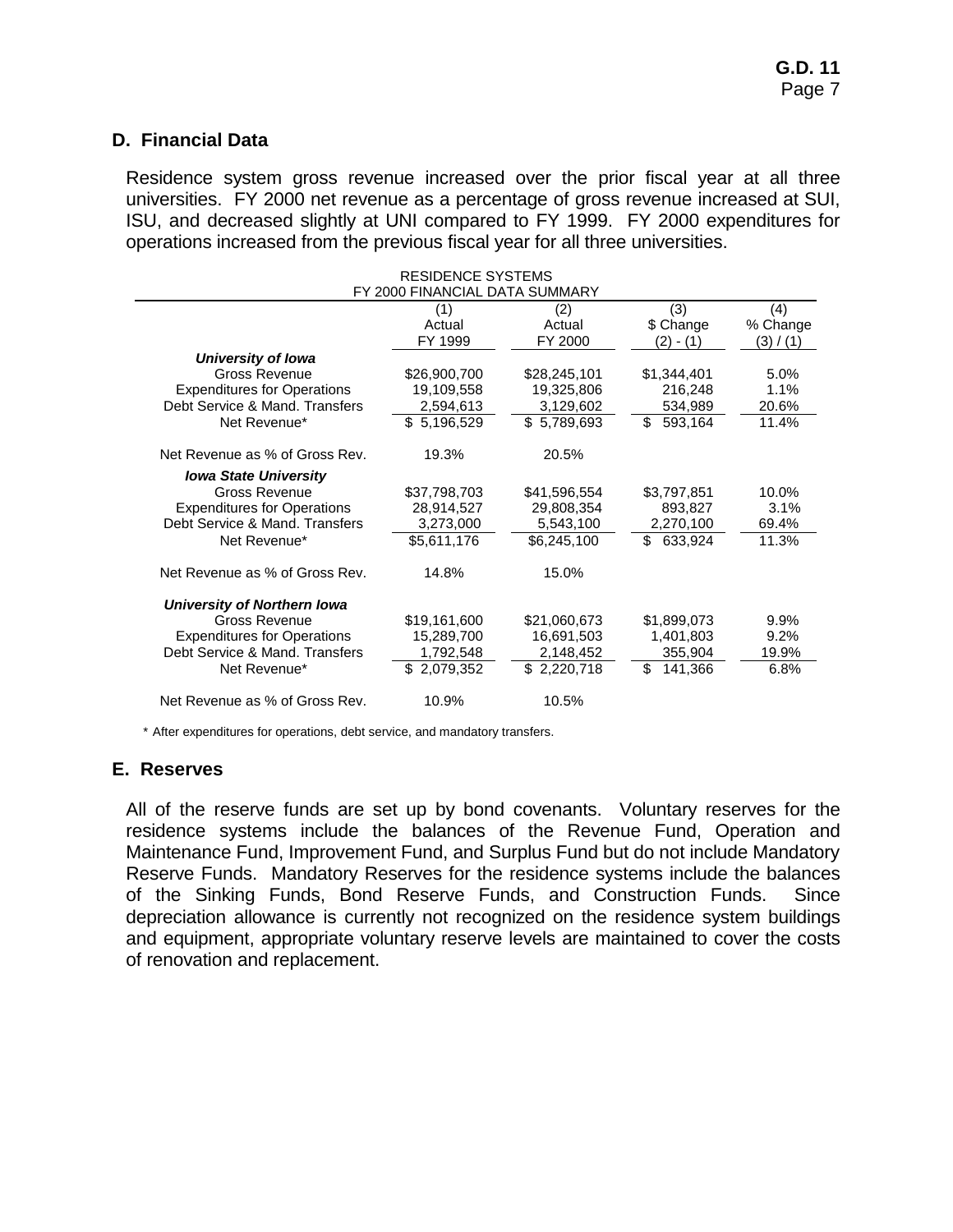## D. Financial Data

Residence system gross revenue increased over the prior fiscal year at all three universities. FY 2000 net revenue as a percentage of gross revenue increased at SUI, ISU, and decreased slightly at UNI compared to FY 1999. FY 2000 expenditures for operations increased from the previous fiscal year for all three universities.

RESIDENCE SYSTEMS
FY 2000 FINANCIAL DATA SUMMARY

| | (1) Actual FY 1999 | (2) Actual FY 2000 | (3) $ Change (2) - (1) | (4) % Change (3) / (1) |
|---|---|---|---|---|
| ***University of Iowa*** | | | | |
| Gross Revenue | $26,900,700 | $28,245,101 | $1,344,401 | 5.0% |
| Expenditures for Operations | 19,109,558 | 19,325,806 | 216,248 | 1.1% |
| Debt Service & Mand. Transfers | 2,594,613 | 3,129,602 | 534,989 | 20.6% |
| Net Revenue* | $ 5,196,529 | $ 5,789,693 | $ 593,164 | 11.4% |
| Net Revenue as % of Gross Rev. | 19.3% | 20.5% | | |
| ***Iowa State University*** | | | | |
| Gross Revenue | $37,798,703 | $41,596,554 | $3,797,851 | 10.0% |
| Expenditures for Operations | 28,914,527 | 29,808,354 | 893,827 | 3.1% |
| Debt Service & Mand. Transfers | 3,273,000 | 5,543,100 | 2,270,100 | 69.4% |
| Net Revenue* | $5,611,176 | $6,245,100 | $ 633,924 | 11.3% |
| Net Revenue as % of Gross Rev. | 14.8% | 15.0% | | |
| ***University of Northern Iowa*** | | | | |
| Gross Revenue | $19,161,600 | $21,060,673 | $1,899,073 | 9.9% |
| Expenditures for Operations | 15,289,700 | 16,691,503 | 1,401,803 | 9.2% |
| Debt Service & Mand. Transfers | 1,792,548 | 2,148,452 | 355,904 | 19.9% |
| Net Revenue* | $ 2,079,352 | $ 2,220,718 | $ 141,366 | 6.8% |
| Net Revenue as % of Gross Rev. | 10.9% | 10.5% | | |

\* After expenditures for operations, debt service, and mandatory transfers.

## E. Reserves

All of the reserve funds are set up by bond covenants. Voluntary reserves for the residence systems include the balances of the Revenue Fund, Operation and Maintenance Fund, Improvement Fund, and Surplus Fund but do not include Mandatory Reserve Funds. Mandatory Reserves for the residence systems include the balances of the Sinking Funds, Bond Reserve Funds, and Construction Funds. Since depreciation allowance is currently not recognized on the residence system buildings and equipment, appropriate voluntary reserve levels are maintained to cover the costs of renovation and replacement.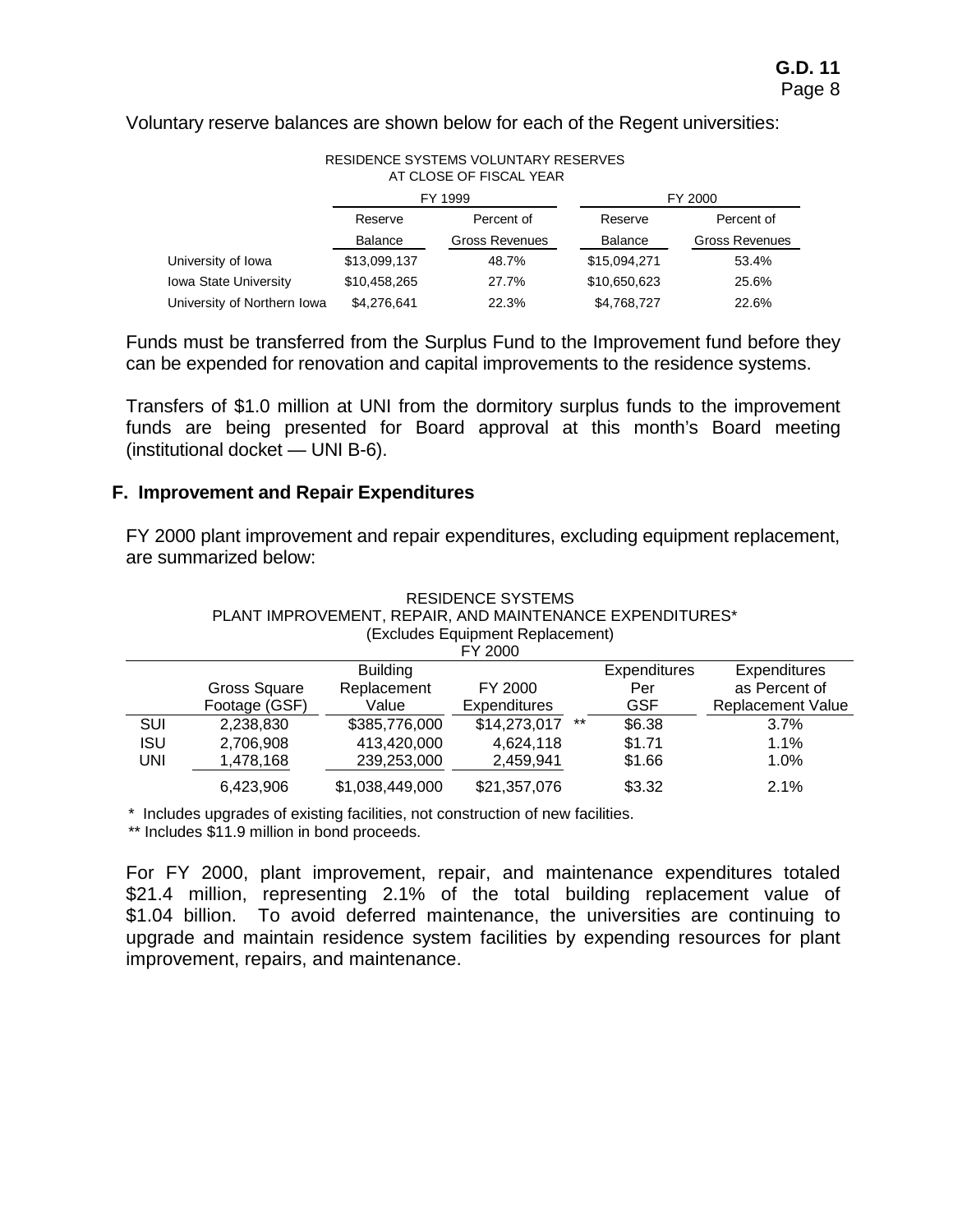Voluntary reserve balances are shown below for each of the Regent universities:

RESIDENCE SYSTEMS VOLUNTARY RESERVES
AT CLOSE OF FISCAL YEAR

| | FY 1999 | | FY 2000 | |
|---|---|---|---|---|
| | Reserve Balance | Percent of Gross Revenues | Reserve Balance | Percent of Gross Revenues |
| University of Iowa | $13,099,137 | 48.7% | $15,094,271 | 53.4% |
| Iowa State University | $10,458,265 | 27.7% | $10,650,623 | 25.6% |
| University of Northern Iowa | $4,276,641 | 22.3% | $4,768,727 | 22.6% |

Funds must be transferred from the Surplus Fund to the Improvement fund before they can be expended for renovation and capital improvements to the residence systems.

Transfers of $1.0 million at UNI from the dormitory surplus funds to the improvement funds are being presented for Board approval at this month's Board meeting (institutional docket — UNI B-6).

## F. Improvement and Repair Expenditures

FY 2000 plant improvement and repair expenditures, excluding equipment replacement, are summarized below:

RESIDENCE SYSTEMS
PLANT IMPROVEMENT, REPAIR, AND MAINTENANCE EXPENDITURES*
(Excludes Equipment Replacement)
FY 2000

| | Gross Square Footage (GSF) | Building Replacement Value | FY 2000 Expenditures | Expenditures Per GSF | Expenditures as Percent of Replacement Value |
|---|---|---|---|---|---|
| SUI | 2,238,830 | $385,776,000 | $14,273,017 ** | $6.38 | 3.7% |
| ISU | 2,706,908 | 413,420,000 | 4,624,118 | $1.71 | 1.1% |
| UNI | 1,478,168 | 239,253,000 | 2,459,941 | $1.66 | 1.0% |
| | 6,423,906 | $1,038,449,000 | $21,357,076 | $3.32 | 2.1% |

\* Includes upgrades of existing facilities, not construction of new facilities.

** Includes $11.9 million in bond proceeds.

For FY 2000, plant improvement, repair, and maintenance expenditures totaled $21.4 million, representing 2.1% of the total building replacement value of $1.04 billion. To avoid deferred maintenance, the universities are continuing to upgrade and maintain residence system facilities by expending resources for plant improvement, repairs, and maintenance.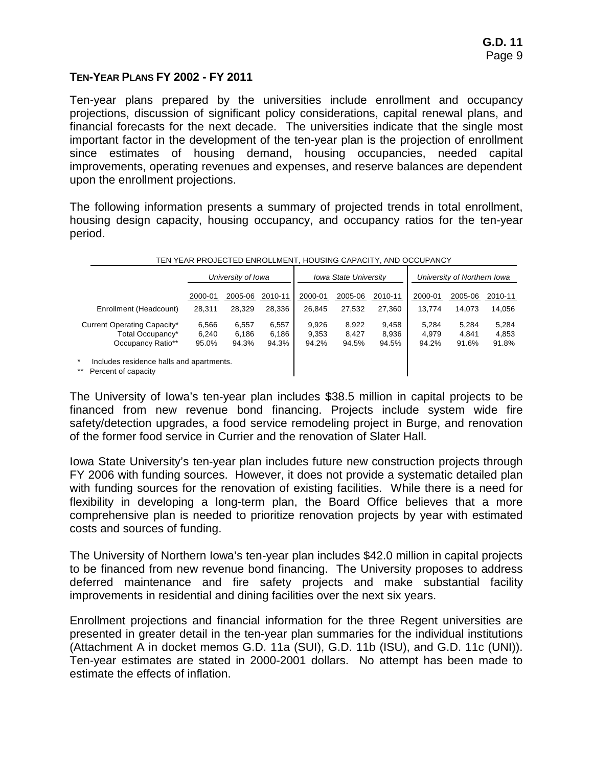## TEN-YEAR PLANS FY 2002 - FY 2011

Ten-year plans prepared by the universities include enrollment and occupancy projections, discussion of significant policy considerations, capital renewal plans, and financial forecasts for the next decade. The universities indicate that the single most important factor in the development of the ten-year plan is the projection of enrollment since estimates of housing demand, housing occupancies, needed capital improvements, operating revenues and expenses, and reserve balances are dependent upon the enrollment projections.

The following information presents a summary of projected trends in total enrollment, housing design capacity, housing occupancy, and occupancy ratios for the ten-year period.

TEN YEAR PROJECTED ENROLLMENT, HOUSING CAPACITY, AND OCCUPANCY

| | *University of Iowa* | | | *Iowa State University* | | | *University of Northern Iowa* | | |
|---|---|---|---|---|---|---|---|---|---|
| | 2000-01 | 2005-06 | 2010-11 | 2000-01 | 2005-06 | 2010-11 | 2000-01 | 2005-06 | 2010-11 |
| Enrollment (Headcount) | 28,311 | 28,329 | 28,336 | 26,845 | 27,532 | 27,360 | 13,774 | 14,073 | 14,056 |
| Current Operating Capacity* | 6,566 | 6,557 | 6,557 | 9,926 | 8,922 | 9,458 | 5,284 | 5,284 | 5,284 |
| Total Occupancy* | 6,240 | 6,186 | 6,186 | 9,353 | 8,427 | 8,936 | 4,979 | 4,841 | 4,853 |
| Occupancy Ratio** | 95.0% | 94.3% | 94.3% | 94.2% | 94.5% | 94.5% | 94.2% | 91.6% | 91.8% |

\* Includes residence halls and apartments.
\** Percent of capacity

The University of Iowa's ten-year plan includes $38.5 million in capital projects to be financed from new revenue bond financing. Projects include system wide fire safety/detection upgrades, a food service remodeling project in Burge, and renovation of the former food service in Currier and the renovation of Slater Hall.

Iowa State University's ten-year plan includes future new construction projects through FY 2006 with funding sources. However, it does not provide a systematic detailed plan with funding sources for the renovation of existing facilities. While there is a need for flexibility in developing a long-term plan, the Board Office believes that a more comprehensive plan is needed to prioritize renovation projects by year with estimated costs and sources of funding.

The University of Northern Iowa's ten-year plan includes $42.0 million in capital projects to be financed from new revenue bond financing. The University proposes to address deferred maintenance and fire safety projects and make substantial facility improvements in residential and dining facilities over the next six years.

Enrollment projections and financial information for the three Regent universities are presented in greater detail in the ten-year plan summaries for the individual institutions (Attachment A in docket memos G.D. 11a (SUI), G.D. 11b (ISU), and G.D. 11c (UNI)). Ten-year estimates are stated in 2000-2001 dollars. No attempt has been made to estimate the effects of inflation.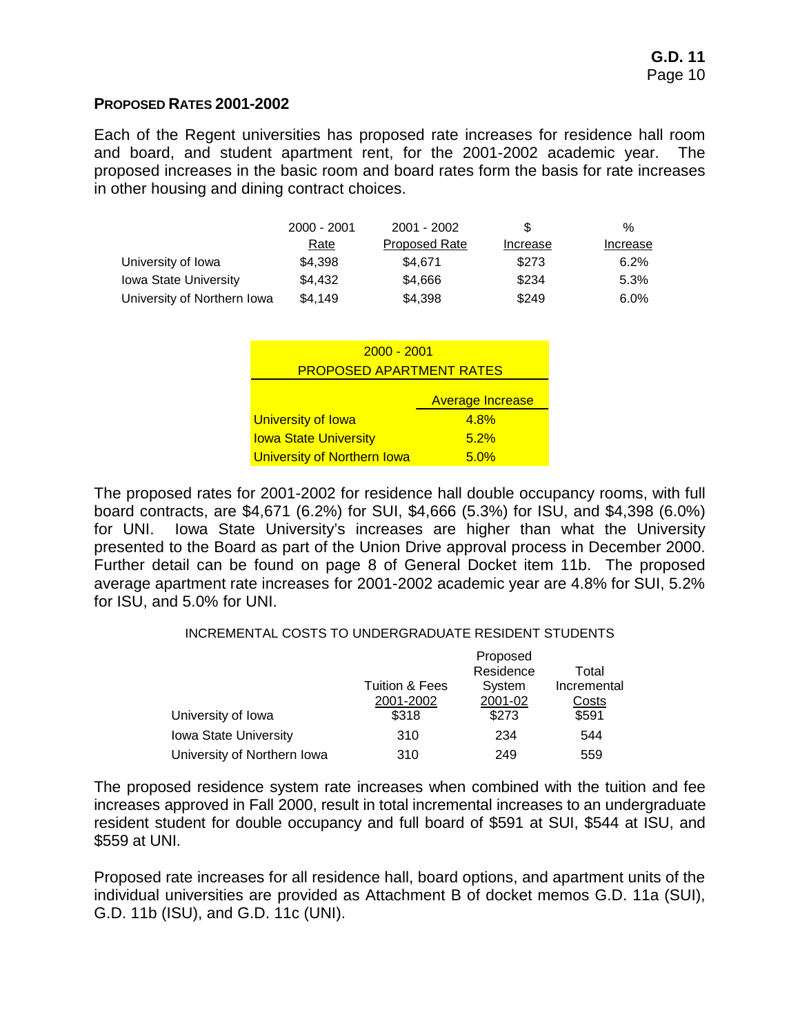## PROPOSED RATES 2001-2002

Each of the Regent universities has proposed rate increases for residence hall room and board, and student apartment rent, for the 2001-2002 academic year. The proposed increases in the basic room and board rates form the basis for rate increases in other housing and dining contract choices.

| | 2000 - 2001 Rate | 2001 - 2002 Proposed Rate | $ Increase | % Increase |
|---|---|---|---|---|
| University of Iowa | $4,398 | $4,671 | $273 | 6.2% |
| Iowa State University | $4,432 | $4,666 | $234 | 5.3% |
| University of Northern Iowa | $4,149 | $4,398 | $249 | 6.0% |

2000 - 2001
PROPOSED APARTMENT RATES

| | Average Increase |
|---|---|
| University of Iowa | 4.8% |
| Iowa State University | 5.2% |
| University of Northern Iowa | 5.0% |

The proposed rates for 2001-2002 for residence hall double occupancy rooms, with full board contracts, are $4,671 (6.2%) for SUI, $4,666 (5.3%) for ISU, and $4,398 (6.0%) for UNI. Iowa State University's increases are higher than what the University presented to the Board as part of the Union Drive approval process in December 2000. Further detail can be found on page 8 of General Docket item 11b. The proposed average apartment rate increases for 2001-2002 academic year are 4.8% for SUI, 5.2% for ISU, and 5.0% for UNI.

INCREMENTAL COSTS TO UNDERGRADUATE RESIDENT STUDENTS

| | Tuition & Fees 2001-2002 | Proposed Residence System 2001-02 | Total Incremental Costs |
|---|---|---|---|
| University of Iowa | $318 | $273 | $591 |
| Iowa State University | 310 | 234 | 544 |
| University of Northern Iowa | 310 | 249 | 559 |

The proposed residence system rate increases when combined with the tuition and fee increases approved in Fall 2000, result in total incremental increases to an undergraduate resident student for double occupancy and full board of $591 at SUI, $544 at ISU, and $559 at UNI.

Proposed rate increases for all residence hall, board options, and apartment units of the individual universities are provided as Attachment B of docket memos G.D. 11a (SUI), G.D. 11b (ISU), and G.D. 11c (UNI).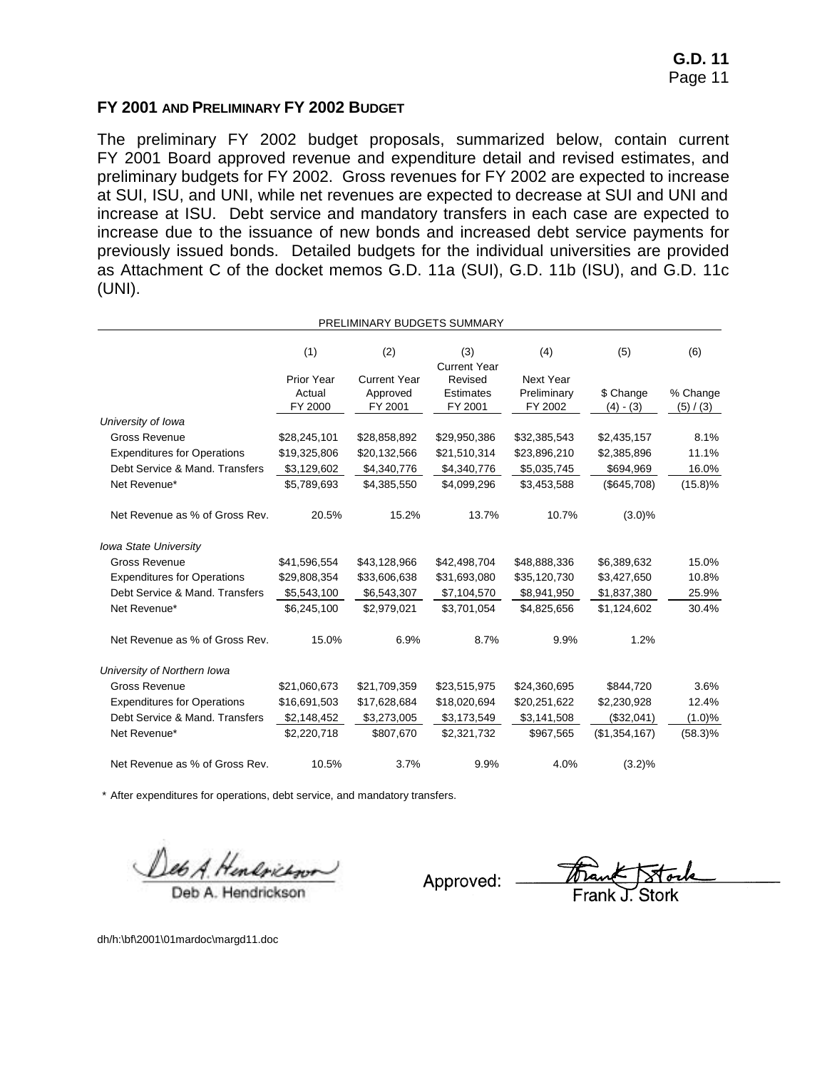## FY 2001 AND PRELIMINARY FY 2002 BUDGET

The preliminary FY 2002 budget proposals, summarized below, contain current FY 2001 Board approved revenue and expenditure detail and revised estimates, and preliminary budgets for FY 2002. Gross revenues for FY 2002 are expected to increase at SUI, ISU, and UNI, while net revenues are expected to decrease at SUI and UNI and increase at ISU. Debt service and mandatory transfers in each case are expected to increase due to the issuance of new bonds and increased debt service payments for previously issued bonds. Detailed budgets for the individual universities are provided as Attachment C of the docket memos G.D. 11a (SUI), G.D. 11b (ISU), and G.D. 11c (UNI).

PRELIMINARY BUDGETS SUMMARY

| | (1) Prior Year Actual FY 2000 | (2) Current Year Approved FY 2001 | (3) Current Year Revised Estimates FY 2001 | (4) Next Year Preliminary FY 2002 | (5) \$ Change (4) - (3) | (6) % Change (5) / (3) |
|---|---|---|---|---|---|---|
| *University of Iowa* | | | | | | |
| Gross Revenue | \$28,245,101 | \$28,858,892 | \$29,950,386 | \$32,385,543 | \$2,435,157 | 8.1% |
| Expenditures for Operations | \$19,325,806 | \$20,132,566 | \$21,510,314 | \$23,896,210 | \$2,385,896 | 11.1% |
| Debt Service & Mand. Transfers | \$3,129,602 | \$4,340,776 | \$4,340,776 | \$5,035,745 | \$694,969 | 16.0% |
| Net Revenue* | \$5,789,693 | \$4,385,550 | \$4,099,296 | \$3,453,588 | (\$645,708) | (15.8)% |
| Net Revenue as % of Gross Rev. | 20.5% | 15.2% | 13.7% | 10.7% | (3.0)% | |
| *Iowa State University* | | | | | | |
| Gross Revenue | \$41,596,554 | \$43,128,966 | \$42,498,704 | \$48,888,336 | \$6,389,632 | 15.0% |
| Expenditures for Operations | \$29,808,354 | \$33,606,638 | \$31,693,080 | \$35,120,730 | \$3,427,650 | 10.8% |
| Debt Service & Mand. Transfers | \$5,543,100 | \$6,543,307 | \$7,104,570 | \$8,941,950 | \$1,837,380 | 25.9% |
| Net Revenue* | \$6,245,100 | \$2,979,021 | \$3,701,054 | \$4,825,656 | \$1,124,602 | 30.4% |
| Net Revenue as % of Gross Rev. | 15.0% | 6.9% | 8.7% | 9.9% | 1.2% | |
| *University of Northern Iowa* | | | | | | |
| Gross Revenue | \$21,060,673 | \$21,709,359 | \$23,515,975 | \$24,360,695 | \$844,720 | 3.6% |
| Expenditures for Operations | \$16,691,503 | \$17,628,684 | \$18,020,694 | \$20,251,622 | \$2,230,928 | 12.4% |
| Debt Service & Mand. Transfers | \$2,148,452 | \$3,273,005 | \$3,173,549 | \$3,141,508 | (\$32,041) | (1.0)% |
| Net Revenue* | \$2,220,718 | \$807,670 | \$2,321,732 | \$967,565 | (\$1,354,167) | (58.3)% |
| Net Revenue as % of Gross Rev. | 10.5% | 3.7% | 9.9% | 4.0% | (3.2)% | |

\* After expenditures for operations, debt service, and mandatory transfers.

Deb A. Hendrickson

Approved: Frank J. Stork

dh/h:\bf\2001\01mardoc\margd11.doc